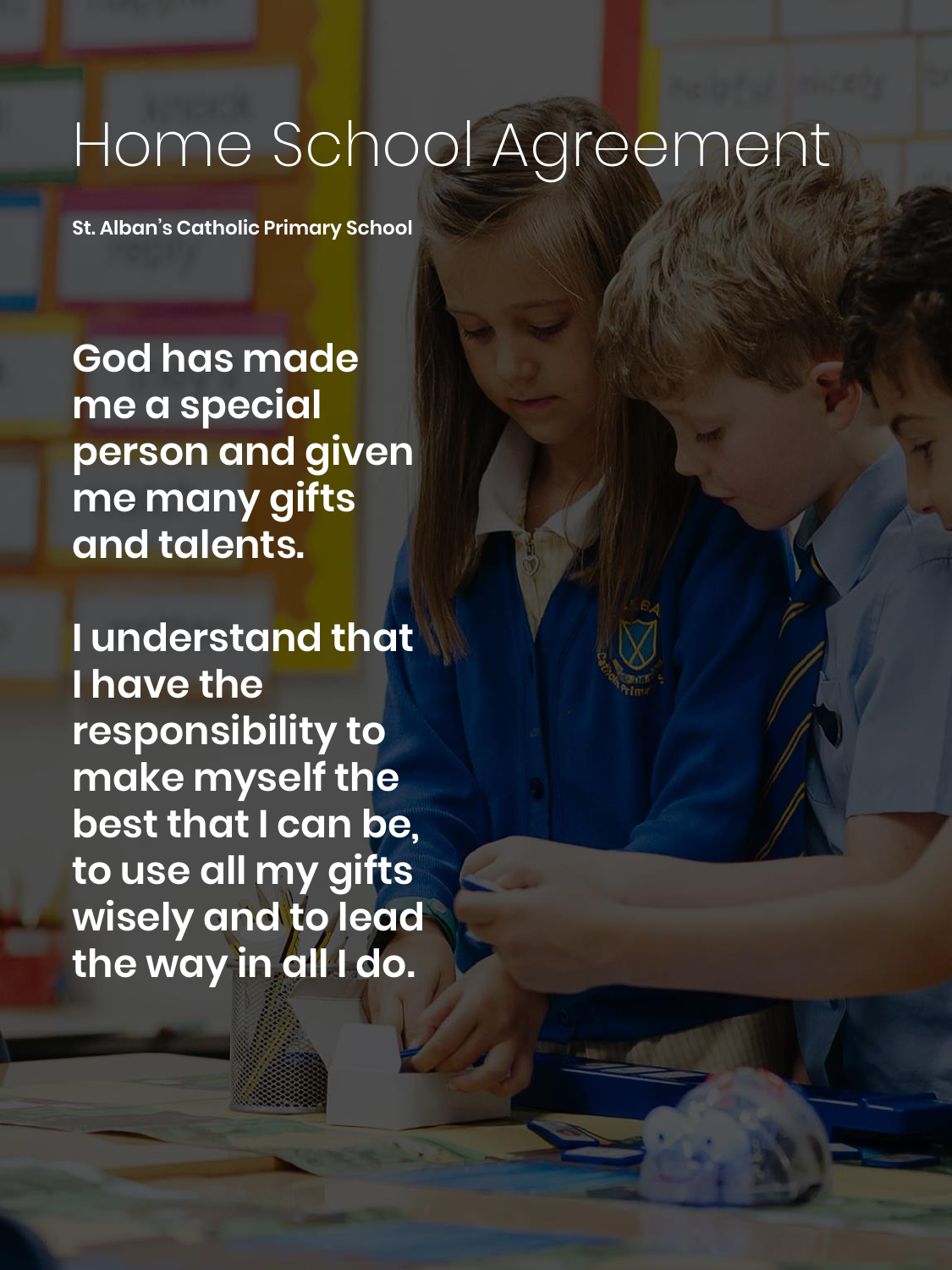# Home School Agreement

**St. Alban's Catholic Primary School**

**God has made me a special person and given me many gifts and talents.**

**I understand that I have the responsibility to make myself the best that I can be, to use all my gifts wisely and to lead the way in all I do.**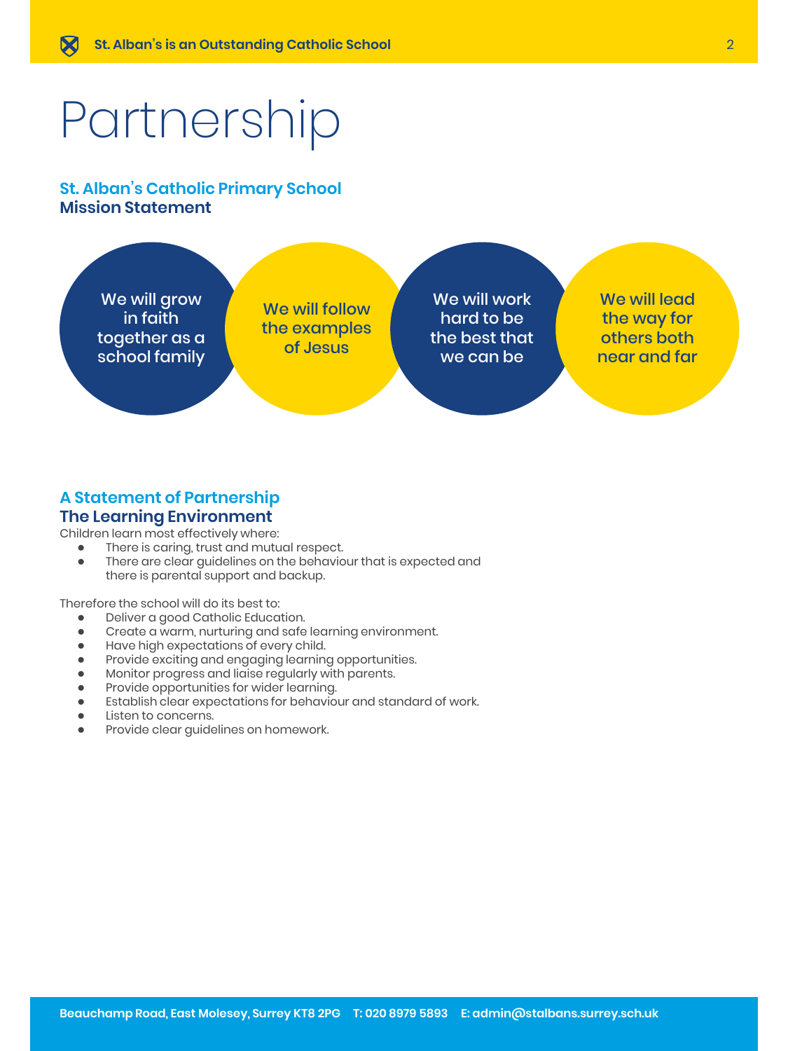# Partnership

## St. Alban's Catholic Primary School
**Mission Statement**

- We will grow in faith together as a school family
- We will follow the examples of Jesus
- We will work hard to be the best that we can be
- We will lead the way for others both near and far

## A Statement of Partnership
### The Learning Environment

Children learn most effectively where:

- There is caring, trust and mutual respect.
- There are clear guidelines on the behaviour that is expected and there is parental support and backup.

Therefore the school will do its best to:

- Deliver a good Catholic Education.
- Create a warm, nurturing and safe learning environment.
- Have high expectations of every child.
- Provide exciting and engaging learning opportunities.
- Monitor progress and liaise regularly with parents.
- Provide opportunities for wider learning.
- Establish clear expectations for behaviour and standard of work.
- Listen to concerns.
- Provide clear guidelines on homework.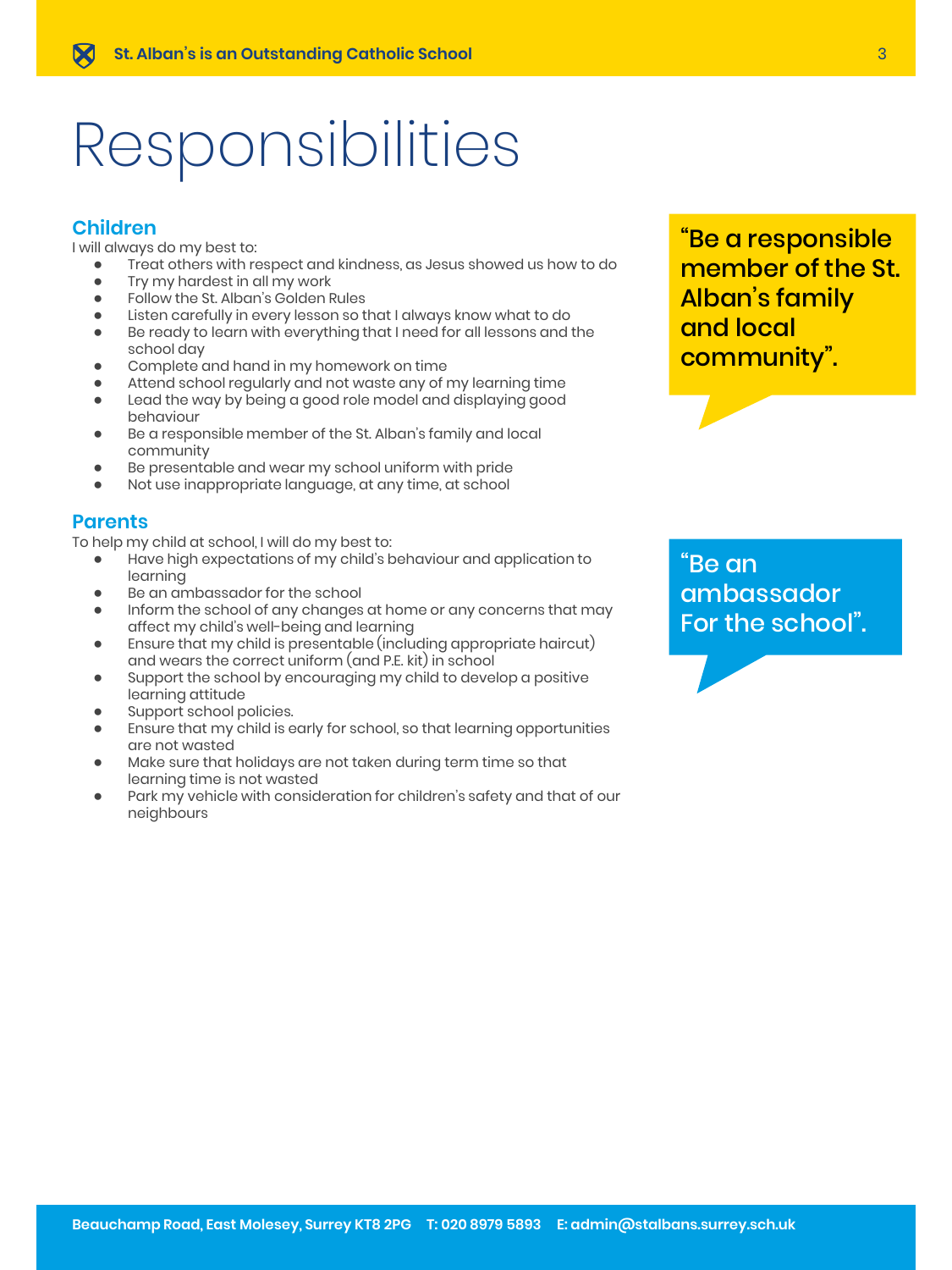# Responsibilities

## Children

I will always do my best to:

- Treat others with respect and kindness, as Jesus showed us how to do
- Try my hardest in all my work
- Follow the St. Alban's Golden Rules
- Listen carefully in every lesson so that I always know what to do
- Be ready to learn with everything that I need for all lessons and the school day
- Complete and hand in my homework on time
- Attend school regularly and not waste any of my learning time
- Lead the way by being a good role model and displaying good behaviour
- Be a responsible member of the St. Alban's family and local community
- Be presentable and wear my school uniform with pride
- Not use inappropriate language, at any time, at school

"Be a responsible member of the St. Alban's family and local community".

## Parents

To help my child at school, I will do my best to:

- Have high expectations of my child's behaviour and application to learning
- Be an ambassador for the school
- Inform the school of any changes at home or any concerns that may affect my child's well-being and learning
- Ensure that my child is presentable (including appropriate haircut) and wears the correct uniform (and P.E. kit) in school
- Support the school by encouraging my child to develop a positive learning attitude
- Support school policies.
- Ensure that my child is early for school, so that learning opportunities are not wasted
- Make sure that holidays are not taken during term time so that learning time is not wasted
- Park my vehicle with consideration for children's safety and that of our neighbours

"Be an ambassador For the school".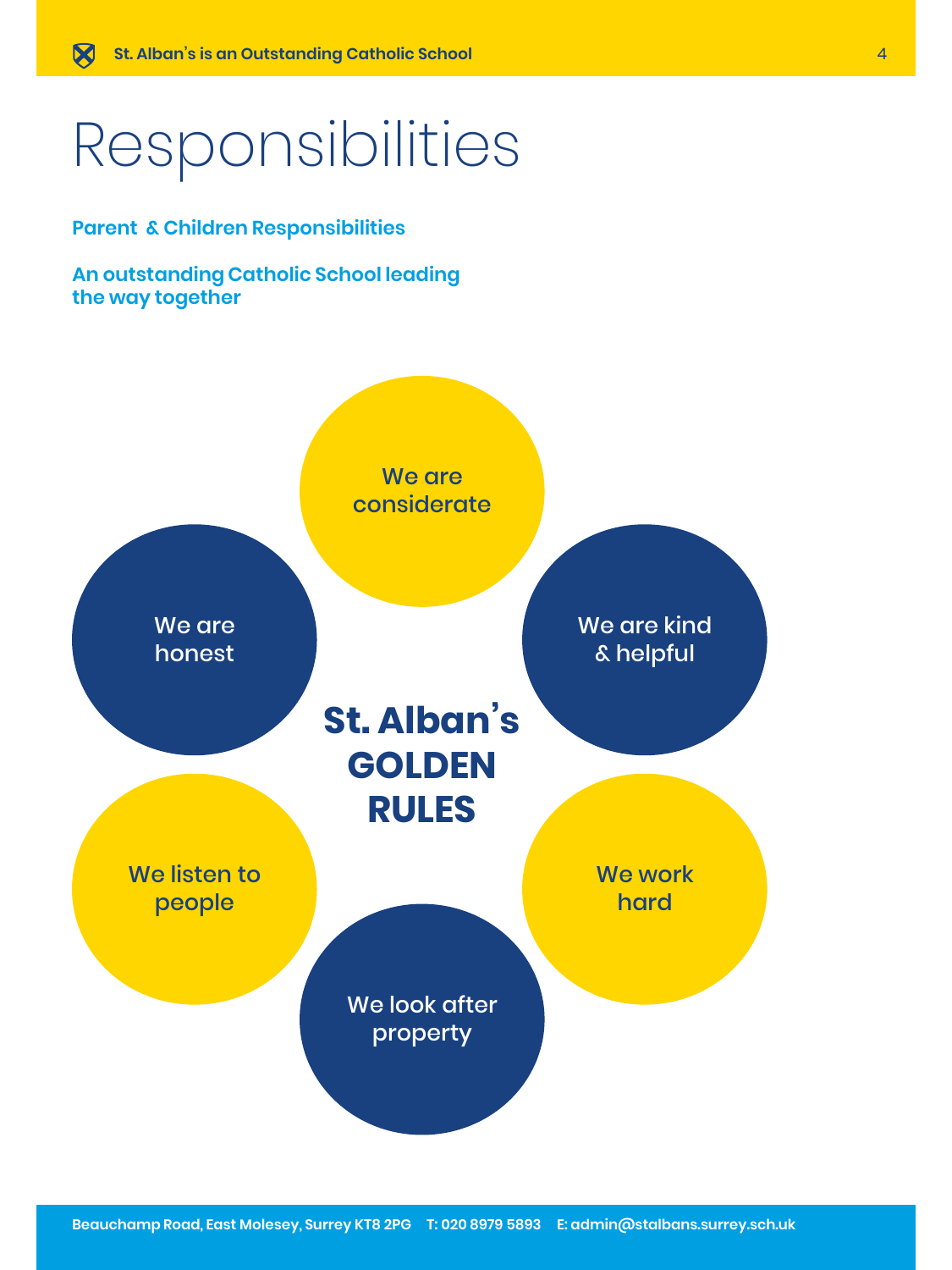# Responsibilities

**Parent & Children Responsibilities**

**An outstanding Catholic School leading the way together**

**St. Alban's GOLDEN RULES**

- We are considerate
- We are kind & helpful
- We work hard
- We look after property
- We listen to people
- We are honest

Beauchamp Road, East Molesey, Surrey KT8 2PG T: 020 8979 5893 E: admin@stalbans.surrey.sch.uk